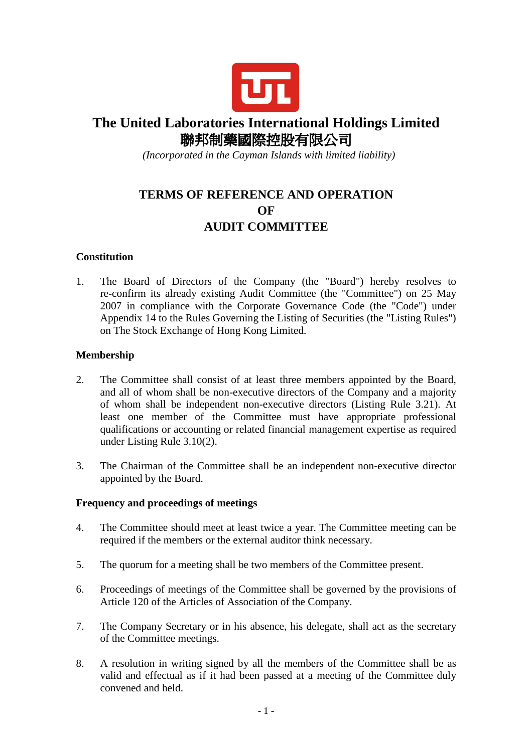# The United Laboratories International Holdings Limited
# 聯邦制藥國際控股有限公司

*(Incorporated in the Cayman Islands with limited liability)*

## TERMS OF REFERENCE AND OPERATION OF AUDIT COMMITTEE

### Constitution

1. The Board of Directors of the Company (the "Board") hereby resolves to re-confirm its already existing Audit Committee (the "Committee") on 25 May 2007 in compliance with the Corporate Governance Code (the "Code") under Appendix 14 to the Rules Governing the Listing of Securities (the "Listing Rules") on The Stock Exchange of Hong Kong Limited.

### Membership

2. The Committee shall consist of at least three members appointed by the Board, and all of whom shall be non-executive directors of the Company and a majority of whom shall be independent non-executive directors (Listing Rule 3.21). At least one member of the Committee must have appropriate professional qualifications or accounting or related financial management expertise as required under Listing Rule 3.10(2).

3. The Chairman of the Committee shall be an independent non-executive director appointed by the Board.

### Frequency and proceedings of meetings

4. The Committee should meet at least twice a year. The Committee meeting can be required if the members or the external auditor think necessary.

5. The quorum for a meeting shall be two members of the Committee present.

6. Proceedings of meetings of the Committee shall be governed by the provisions of Article 120 of the Articles of Association of the Company.

7. The Company Secretary or in his absence, his delegate, shall act as the secretary of the Committee meetings.

8. A resolution in writing signed by all the members of the Committee shall be as valid and effectual as if it had been passed at a meeting of the Committee duly convened and held.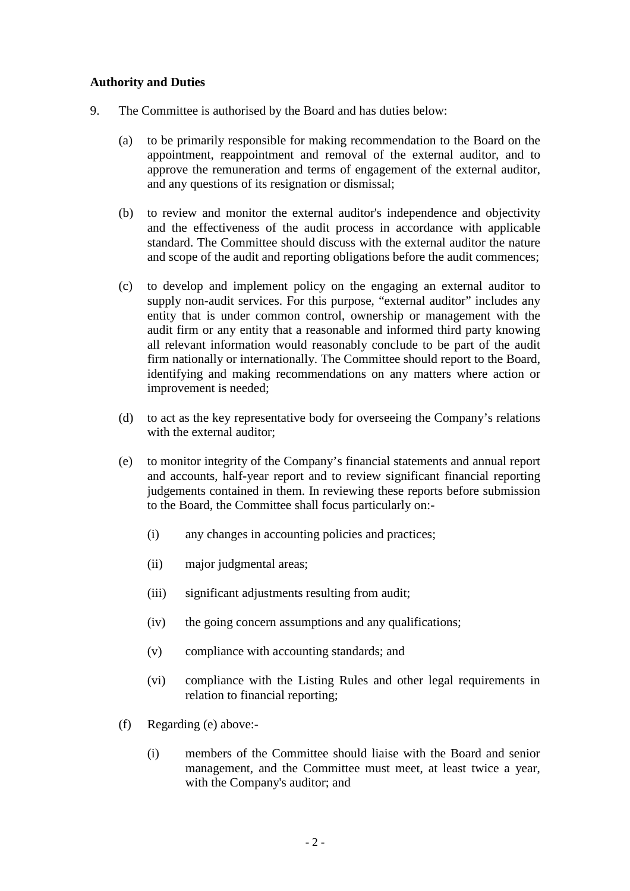**Authority and Duties**

9. The Committee is authorised by the Board and has duties below:

   (a) to be primarily responsible for making recommendation to the Board on the appointment, reappointment and removal of the external auditor, and to approve the remuneration and terms of engagement of the external auditor, and any questions of its resignation or dismissal;

   (b) to review and monitor the external auditor's independence and objectivity and the effectiveness of the audit process in accordance with applicable standard. The Committee should discuss with the external auditor the nature and scope of the audit and reporting obligations before the audit commences;

   (c) to develop and implement policy on the engaging an external auditor to supply non-audit services. For this purpose, "external auditor" includes any entity that is under common control, ownership or management with the audit firm or any entity that a reasonable and informed third party knowing all relevant information would reasonably conclude to be part of the audit firm nationally or internationally. The Committee should report to the Board, identifying and making recommendations on any matters where action or improvement is needed;

   (d) to act as the key representative body for overseeing the Company's relations with the external auditor;

   (e) to monitor integrity of the Company's financial statements and annual report and accounts, half-year report and to review significant financial reporting judgements contained in them. In reviewing these reports before submission to the Board, the Committee shall focus particularly on:-

      (i) any changes in accounting policies and practices;

      (ii) major judgmental areas;

      (iii) significant adjustments resulting from audit;

      (iv) the going concern assumptions and any qualifications;

      (v) compliance with accounting standards; and

      (vi) compliance with the Listing Rules and other legal requirements in relation to financial reporting;

   (f) Regarding (e) above:-

      (i) members of the Committee should liaise with the Board and senior management, and the Committee must meet, at least twice a year, with the Company's auditor; and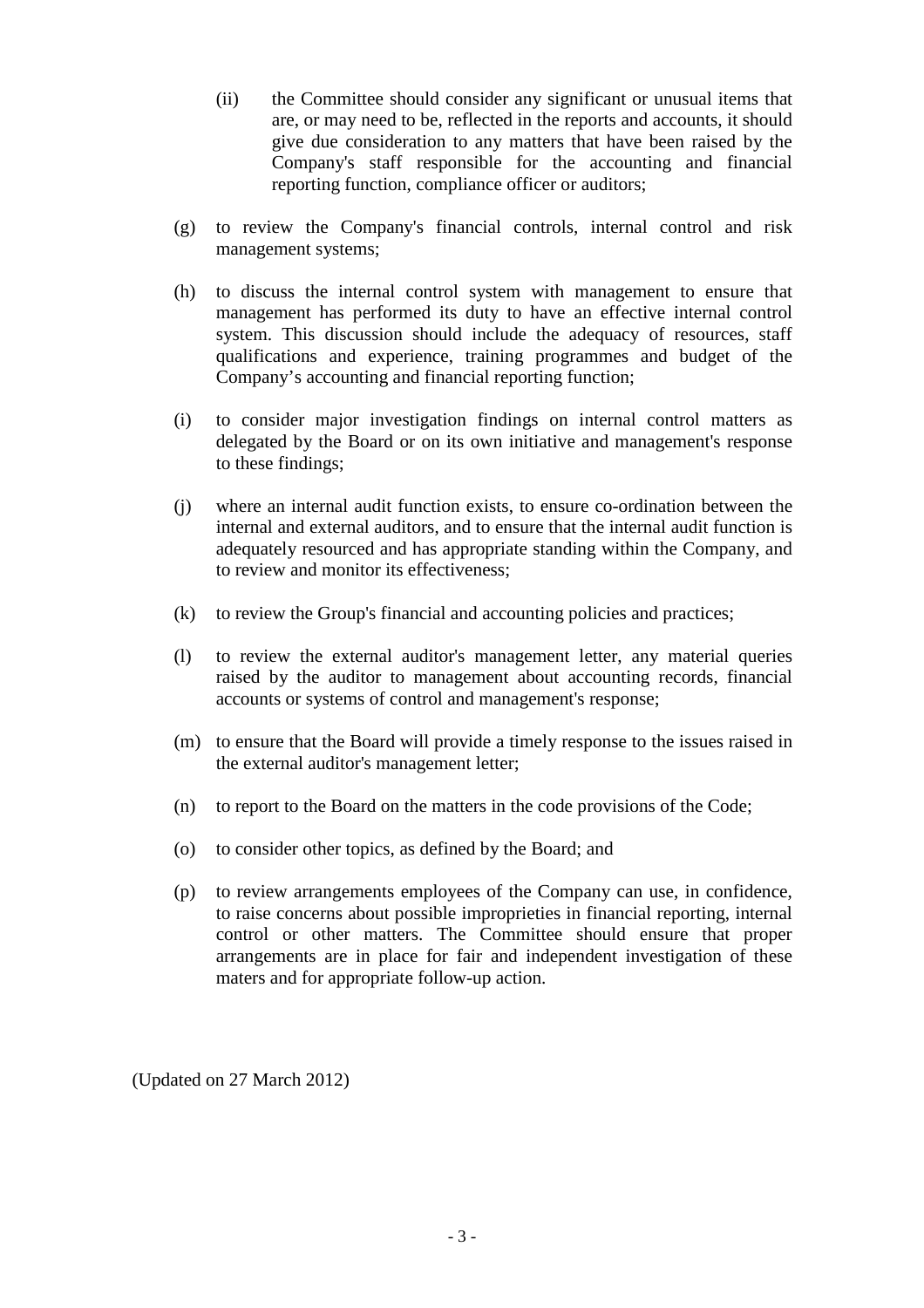(ii) the Committee should consider any significant or unusual items that are, or may need to be, reflected in the reports and accounts, it should give due consideration to any matters that have been raised by the Company's staff responsible for the accounting and financial reporting function, compliance officer or auditors;

(g) to review the Company's financial controls, internal control and risk management systems;

(h) to discuss the internal control system with management to ensure that management has performed its duty to have an effective internal control system. This discussion should include the adequacy of resources, staff qualifications and experience, training programmes and budget of the Company's accounting and financial reporting function;

(i) to consider major investigation findings on internal control matters as delegated by the Board or on its own initiative and management's response to these findings;

(j) where an internal audit function exists, to ensure co-ordination between the internal and external auditors, and to ensure that the internal audit function is adequately resourced and has appropriate standing within the Company, and to review and monitor its effectiveness;

(k) to review the Group's financial and accounting policies and practices;

(l) to review the external auditor's management letter, any material queries raised by the auditor to management about accounting records, financial accounts or systems of control and management's response;

(m) to ensure that the Board will provide a timely response to the issues raised in the external auditor's management letter;

(n) to report to the Board on the matters in the code provisions of the Code;

(o) to consider other topics, as defined by the Board; and

(p) to review arrangements employees of the Company can use, in confidence, to raise concerns about possible improprieties in financial reporting, internal control or other matters. The Committee should ensure that proper arrangements are in place for fair and independent investigation of these maters and for appropriate follow-up action.

(Updated on 27 March 2012)